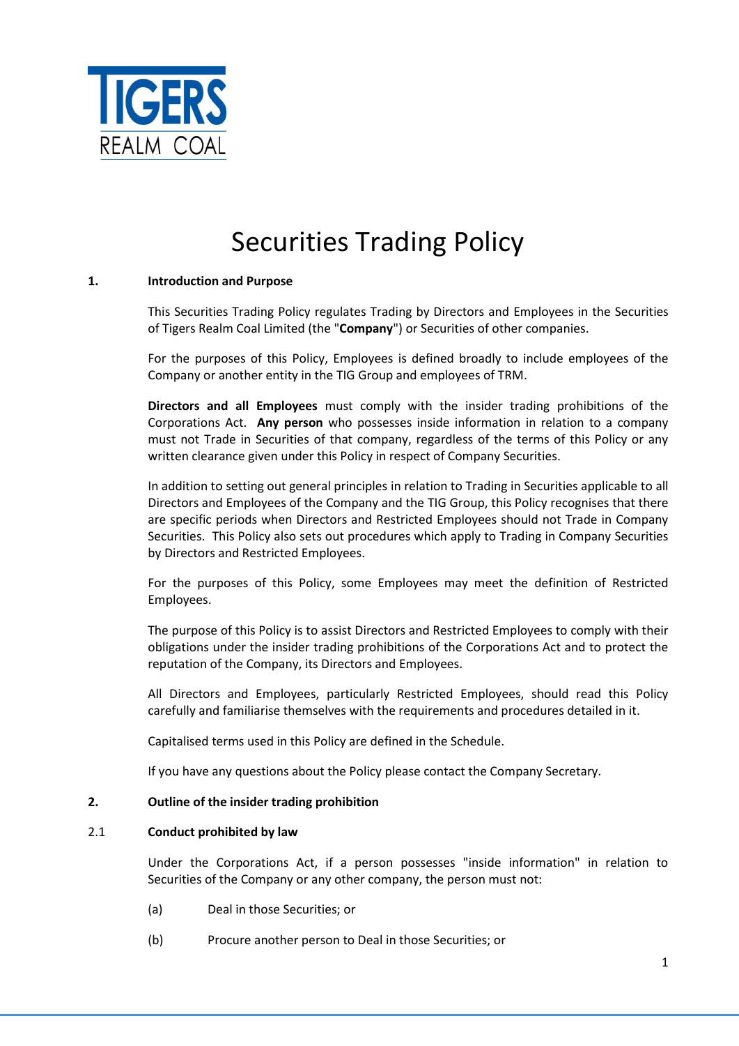TIGERS REALM COAL

# Securities Trading Policy

## 1. Introduction and Purpose

This Securities Trading Policy regulates Trading by Directors and Employees in the Securities of Tigers Realm Coal Limited (the "**Company**") or Securities of other companies.

For the purposes of this Policy, Employees is defined broadly to include employees of the Company or another entity in the TIG Group and employees of TRM.

**Directors and all Employees** must comply with the insider trading prohibitions of the Corporations Act. **Any person** who possesses inside information in relation to a company must not Trade in Securities of that company, regardless of the terms of this Policy or any written clearance given under this Policy in respect of Company Securities.

In addition to setting out general principles in relation to Trading in Securities applicable to all Directors and Employees of the Company and the TIG Group, this Policy recognises that there are specific periods when Directors and Restricted Employees should not Trade in Company Securities. This Policy also sets out procedures which apply to Trading in Company Securities by Directors and Restricted Employees.

For the purposes of this Policy, some Employees may meet the definition of Restricted Employees.

The purpose of this Policy is to assist Directors and Restricted Employees to comply with their obligations under the insider trading prohibitions of the Corporations Act and to protect the reputation of the Company, its Directors and Employees.

All Directors and Employees, particularly Restricted Employees, should read this Policy carefully and familiarise themselves with the requirements and procedures detailed in it.

Capitalised terms used in this Policy are defined in the Schedule.

If you have any questions about the Policy please contact the Company Secretary.

## 2. Outline of the insider trading prohibition

### 2.1 Conduct prohibited by law

Under the Corporations Act, if a person possesses "inside information" in relation to Securities of the Company or any other company, the person must not:

(a) Deal in those Securities; or

(b) Procure another person to Deal in those Securities; or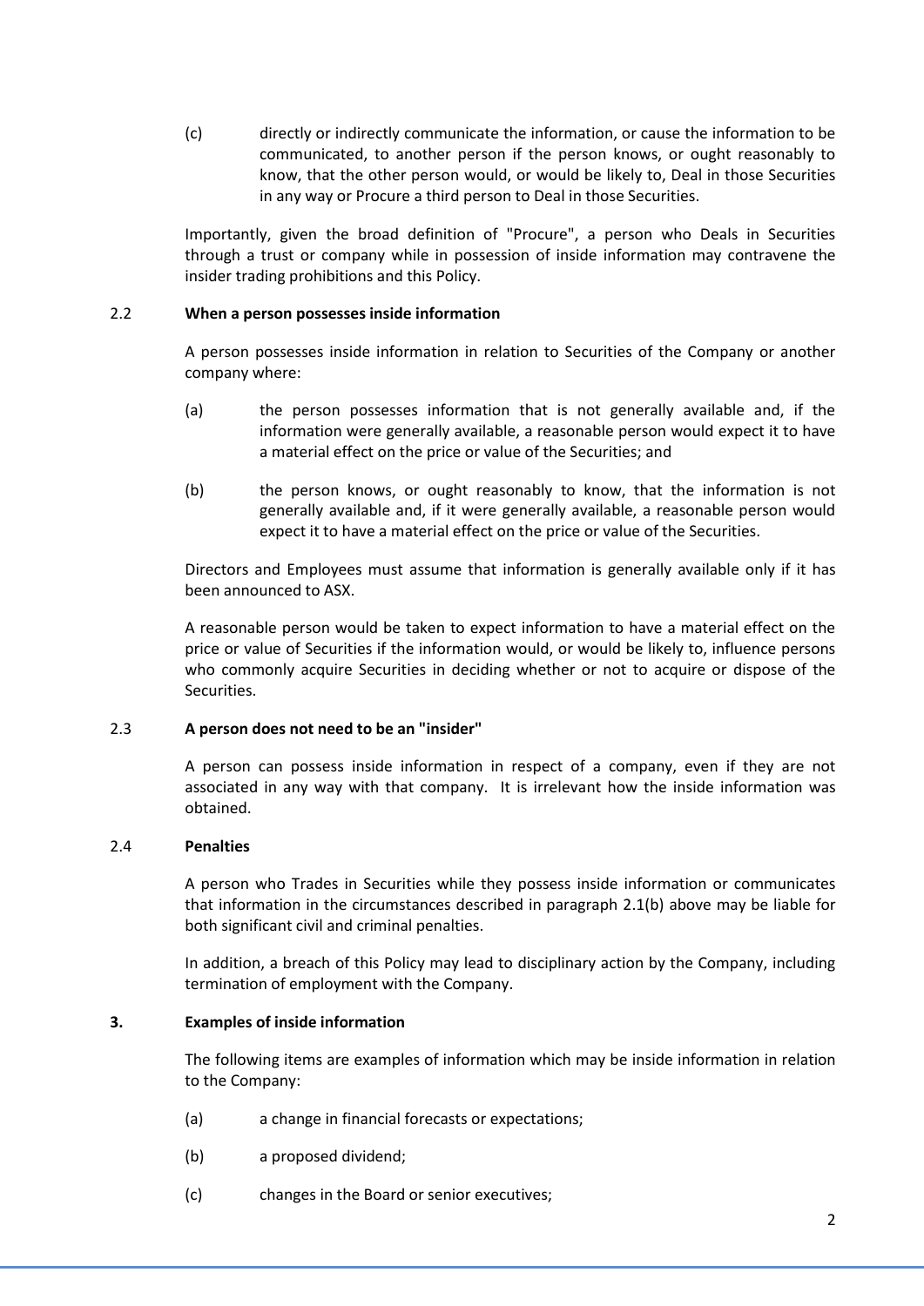(c) directly or indirectly communicate the information, or cause the information to be communicated, to another person if the person knows, or ought reasonably to know, that the other person would, or would be likely to, Deal in those Securities in any way or Procure a third person to Deal in those Securities.

Importantly, given the broad definition of "Procure", a person who Deals in Securities through a trust or company while in possession of inside information may contravene the insider trading prohibitions and this Policy.

### 2.2 When a person possesses inside information

A person possesses inside information in relation to Securities of the Company or another company where:

(a) the person possesses information that is not generally available and, if the information were generally available, a reasonable person would expect it to have a material effect on the price or value of the Securities; and

(b) the person knows, or ought reasonably to know, that the information is not generally available and, if it were generally available, a reasonable person would expect it to have a material effect on the price or value of the Securities.

Directors and Employees must assume that information is generally available only if it has been announced to ASX.

A reasonable person would be taken to expect information to have a material effect on the price or value of Securities if the information would, or would be likely to, influence persons who commonly acquire Securities in deciding whether or not to acquire or dispose of the Securities.

### 2.3 A person does not need to be an "insider"

A person can possess inside information in respect of a company, even if they are not associated in any way with that company. It is irrelevant how the inside information was obtained.

### 2.4 Penalties

A person who Trades in Securities while they possess inside information or communicates that information in the circumstances described in paragraph 2.1(b) above may be liable for both significant civil and criminal penalties.

In addition, a breach of this Policy may lead to disciplinary action by the Company, including termination of employment with the Company.

## 3. Examples of inside information

The following items are examples of information which may be inside information in relation to the Company:

(a) a change in financial forecasts or expectations;

(b) a proposed dividend;

(c) changes in the Board or senior executives;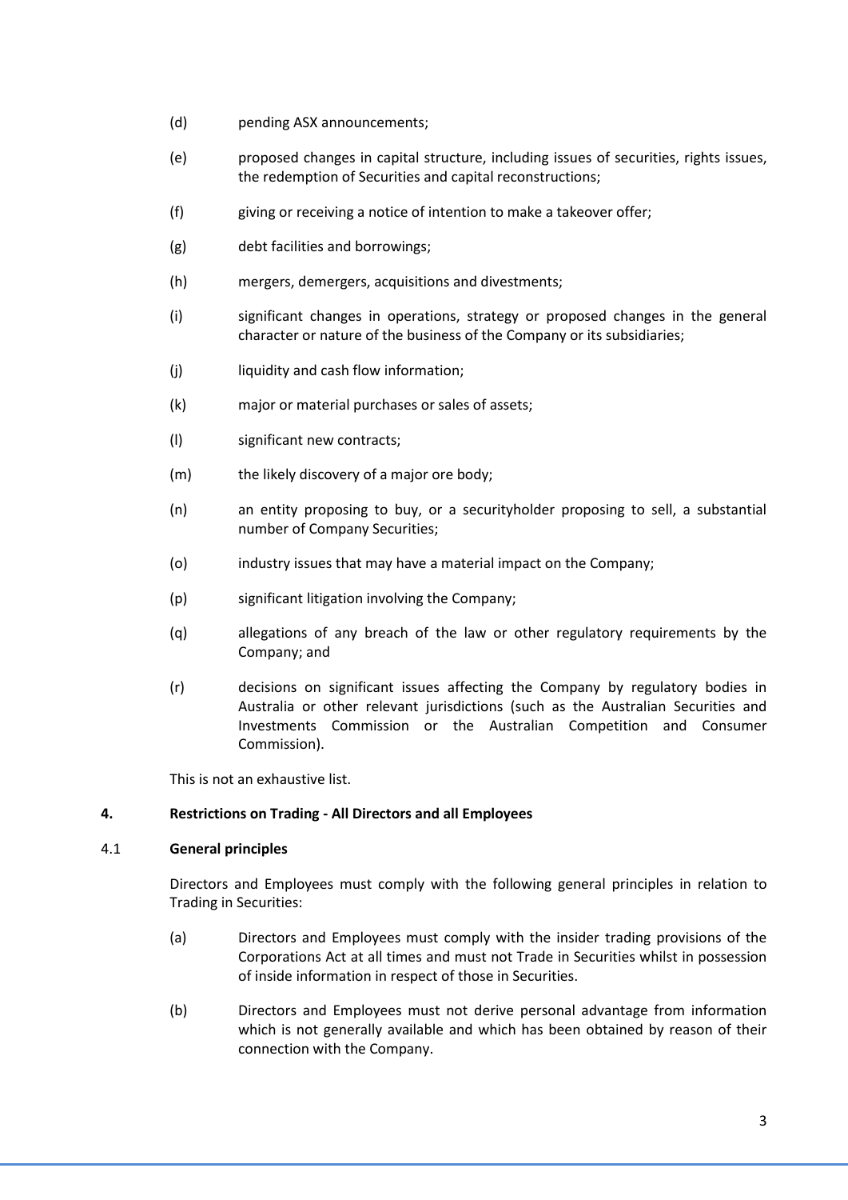(d) pending ASX announcements;

(e) proposed changes in capital structure, including issues of securities, rights issues, the redemption of Securities and capital reconstructions;

(f) giving or receiving a notice of intention to make a takeover offer;

(g) debt facilities and borrowings;

(h) mergers, demergers, acquisitions and divestments;

(i) significant changes in operations, strategy or proposed changes in the general character or nature of the business of the Company or its subsidiaries;

(j) liquidity and cash flow information;

(k) major or material purchases or sales of assets;

(l) significant new contracts;

(m) the likely discovery of a major ore body;

(n) an entity proposing to buy, or a securityholder proposing to sell, a substantial number of Company Securities;

(o) industry issues that may have a material impact on the Company;

(p) significant litigation involving the Company;

(q) allegations of any breach of the law or other regulatory requirements by the Company; and

(r) decisions on significant issues affecting the Company by regulatory bodies in Australia or other relevant jurisdictions (such as the Australian Securities and Investments Commission or the Australian Competition and Consumer Commission).

This is not an exhaustive list.

## 4. Restrictions on Trading - All Directors and all Employees

### 4.1 General principles

Directors and Employees must comply with the following general principles in relation to Trading in Securities:

(a) Directors and Employees must comply with the insider trading provisions of the Corporations Act at all times and must not Trade in Securities whilst in possession of inside information in respect of those in Securities.

(b) Directors and Employees must not derive personal advantage from information which is not generally available and which has been obtained by reason of their connection with the Company.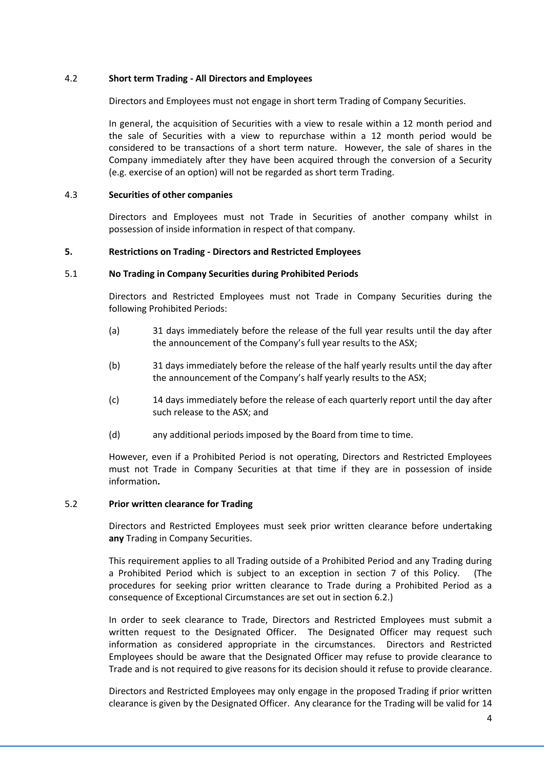### 4.2 **Short term Trading - All Directors and Employees**

Directors and Employees must not engage in short term Trading of Company Securities.

In general, the acquisition of Securities with a view to resale within a 12 month period and the sale of Securities with a view to repurchase within a 12 month period would be considered to be transactions of a short term nature. However, the sale of shares in the Company immediately after they have been acquired through the conversion of a Security (e.g. exercise of an option) will not be regarded as short term Trading.

### 4.3 **Securities of other companies**

Directors and Employees must not Trade in Securities of another company whilst in possession of inside information in respect of that company.

## 5. **Restrictions on Trading - Directors and Restricted Employees**

### 5.1 **No Trading in Company Securities during Prohibited Periods**

Directors and Restricted Employees must not Trade in Company Securities during the following Prohibited Periods:

(a) 31 days immediately before the release of the full year results until the day after the announcement of the Company's full year results to the ASX;

(b) 31 days immediately before the release of the half yearly results until the day after the announcement of the Company's half yearly results to the ASX;

(c) 14 days immediately before the release of each quarterly report until the day after such release to the ASX; and

(d) any additional periods imposed by the Board from time to time.

However, even if a Prohibited Period is not operating, Directors and Restricted Employees must not Trade in Company Securities at that time if they are in possession of inside information**.**

### 5.2 **Prior written clearance for Trading**

Directors and Restricted Employees must seek prior written clearance before undertaking **any** Trading in Company Securities.

This requirement applies to all Trading outside of a Prohibited Period and any Trading during a Prohibited Period which is subject to an exception in section 7 of this Policy. (The procedures for seeking prior written clearance to Trade during a Prohibited Period as a consequence of Exceptional Circumstances are set out in section 6.2.)

In order to seek clearance to Trade, Directors and Restricted Employees must submit a written request to the Designated Officer. The Designated Officer may request such information as considered appropriate in the circumstances. Directors and Restricted Employees should be aware that the Designated Officer may refuse to provide clearance to Trade and is not required to give reasons for its decision should it refuse to provide clearance.

Directors and Restricted Employees may only engage in the proposed Trading if prior written clearance is given by the Designated Officer. Any clearance for the Trading will be valid for 14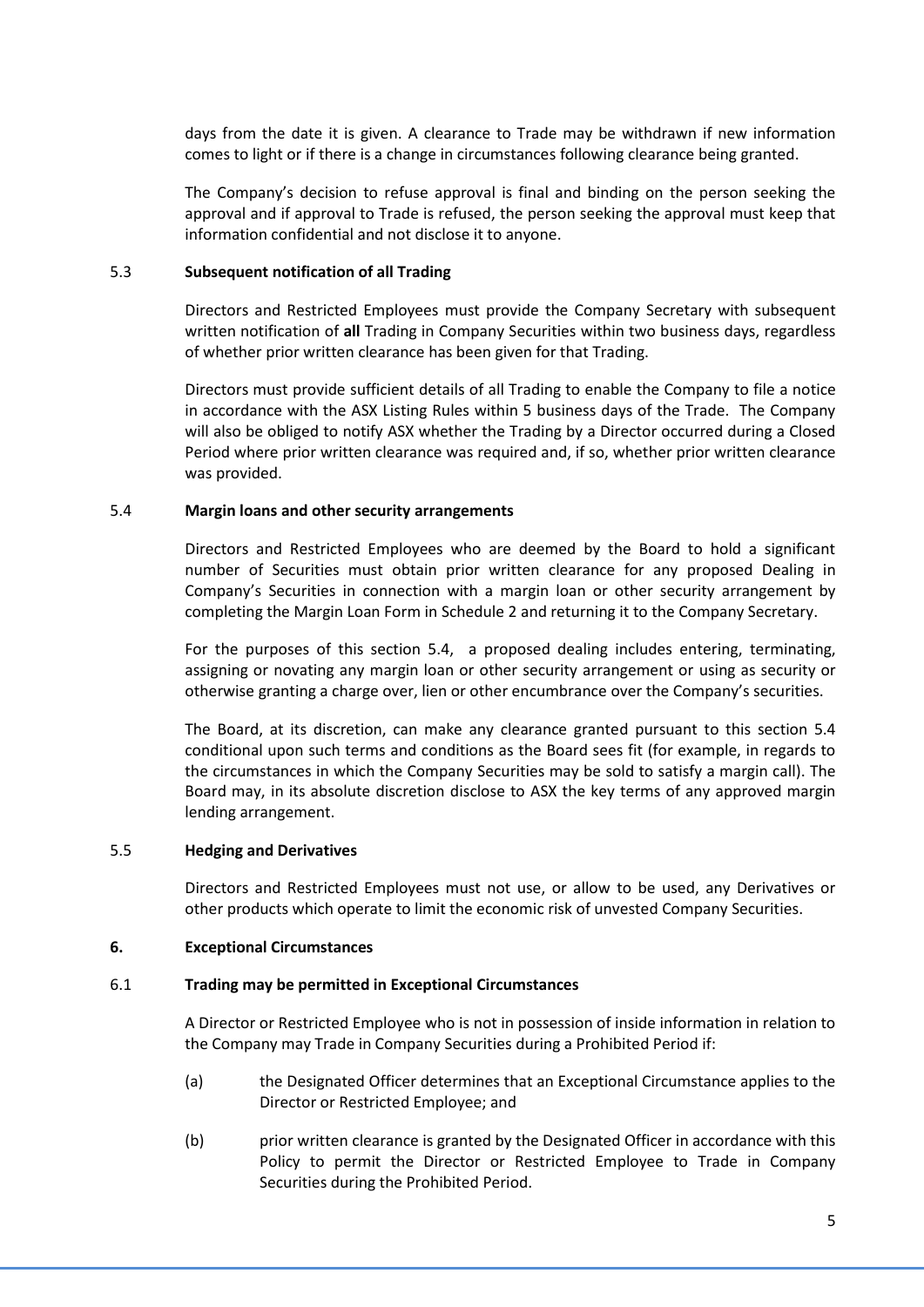days from the date it is given. A clearance to Trade may be withdrawn if new information comes to light or if there is a change in circumstances following clearance being granted.

The Company's decision to refuse approval is final and binding on the person seeking the approval and if approval to Trade is refused, the person seeking the approval must keep that information confidential and not disclose it to anyone.

### 5.3 Subsequent notification of all Trading

Directors and Restricted Employees must provide the Company Secretary with subsequent written notification of **all** Trading in Company Securities within two business days, regardless of whether prior written clearance has been given for that Trading.

Directors must provide sufficient details of all Trading to enable the Company to file a notice in accordance with the ASX Listing Rules within 5 business days of the Trade. The Company will also be obliged to notify ASX whether the Trading by a Director occurred during a Closed Period where prior written clearance was required and, if so, whether prior written clearance was provided.

### 5.4 Margin loans and other security arrangements

Directors and Restricted Employees who are deemed by the Board to hold a significant number of Securities must obtain prior written clearance for any proposed Dealing in Company's Securities in connection with a margin loan or other security arrangement by completing the Margin Loan Form in Schedule 2 and returning it to the Company Secretary.

For the purposes of this section 5.4, a proposed dealing includes entering, terminating, assigning or novating any margin loan or other security arrangement or using as security or otherwise granting a charge over, lien or other encumbrance over the Company's securities.

The Board, at its discretion, can make any clearance granted pursuant to this section 5.4 conditional upon such terms and conditions as the Board sees fit (for example, in regards to the circumstances in which the Company Securities may be sold to satisfy a margin call). The Board may, in its absolute discretion disclose to ASX the key terms of any approved margin lending arrangement.

### 5.5 Hedging and Derivatives

Directors and Restricted Employees must not use, or allow to be used, any Derivatives or other products which operate to limit the economic risk of unvested Company Securities.

## 6. Exceptional Circumstances

### 6.1 Trading may be permitted in Exceptional Circumstances

A Director or Restricted Employee who is not in possession of inside information in relation to the Company may Trade in Company Securities during a Prohibited Period if:

(a) the Designated Officer determines that an Exceptional Circumstance applies to the Director or Restricted Employee; and

(b) prior written clearance is granted by the Designated Officer in accordance with this Policy to permit the Director or Restricted Employee to Trade in Company Securities during the Prohibited Period.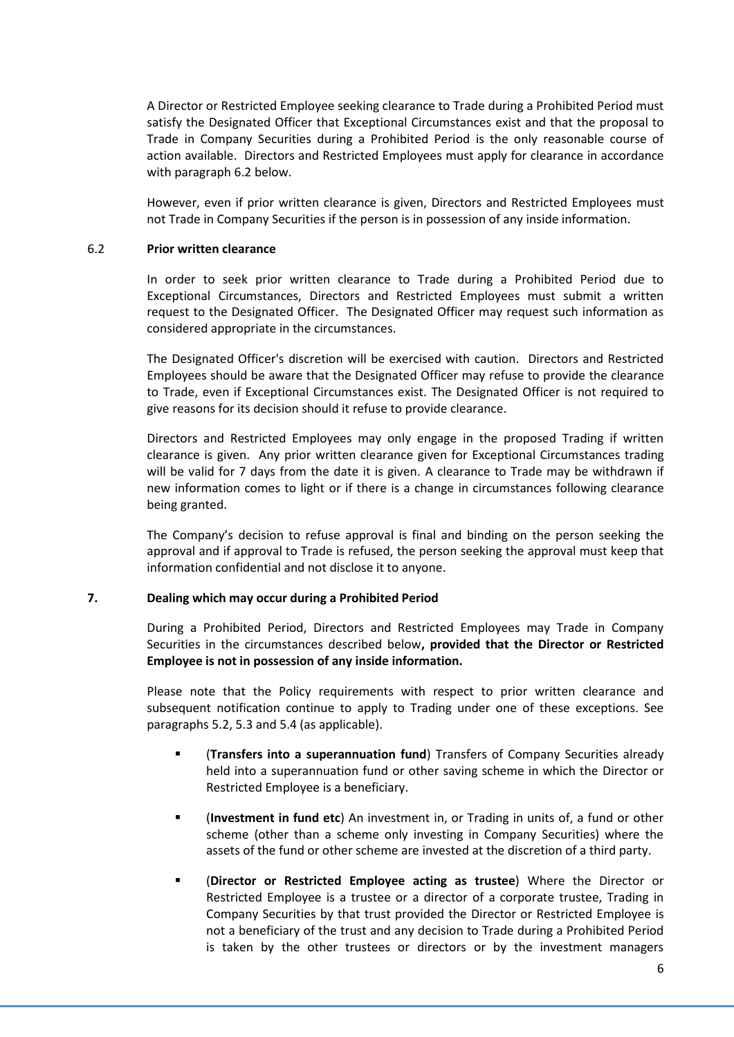A Director or Restricted Employee seeking clearance to Trade during a Prohibited Period must satisfy the Designated Officer that Exceptional Circumstances exist and that the proposal to Trade in Company Securities during a Prohibited Period is the only reasonable course of action available. Directors and Restricted Employees must apply for clearance in accordance with paragraph 6.2 below.

However, even if prior written clearance is given, Directors and Restricted Employees must not Trade in Company Securities if the person is in possession of any inside information.

### 6.2 Prior written clearance

In order to seek prior written clearance to Trade during a Prohibited Period due to Exceptional Circumstances, Directors and Restricted Employees must submit a written request to the Designated Officer. The Designated Officer may request such information as considered appropriate in the circumstances.

The Designated Officer's discretion will be exercised with caution. Directors and Restricted Employees should be aware that the Designated Officer may refuse to provide the clearance to Trade, even if Exceptional Circumstances exist. The Designated Officer is not required to give reasons for its decision should it refuse to provide clearance.

Directors and Restricted Employees may only engage in the proposed Trading if written clearance is given. Any prior written clearance given for Exceptional Circumstances trading will be valid for 7 days from the date it is given. A clearance to Trade may be withdrawn if new information comes to light or if there is a change in circumstances following clearance being granted.

The Company's decision to refuse approval is final and binding on the person seeking the approval and if approval to Trade is refused, the person seeking the approval must keep that information confidential and not disclose it to anyone.

## 7. Dealing which may occur during a Prohibited Period

During a Prohibited Period, Directors and Restricted Employees may Trade in Company Securities in the circumstances described below**, provided that the Director or Restricted Employee is not in possession of any inside information.**

Please note that the Policy requirements with respect to prior written clearance and subsequent notification continue to apply to Trading under one of these exceptions. See paragraphs 5.2, 5.3 and 5.4 (as applicable).

- (**Transfers into a superannuation fund**) Transfers of Company Securities already held into a superannuation fund or other saving scheme in which the Director or Restricted Employee is a beneficiary.
- (**Investment in fund etc**) An investment in, or Trading in units of, a fund or other scheme (other than a scheme only investing in Company Securities) where the assets of the fund or other scheme are invested at the discretion of a third party.
- (**Director or Restricted Employee acting as trustee**) Where the Director or Restricted Employee is a trustee or a director of a corporate trustee, Trading in Company Securities by that trust provided the Director or Restricted Employee is not a beneficiary of the trust and any decision to Trade during a Prohibited Period is taken by the other trustees or directors or by the investment managers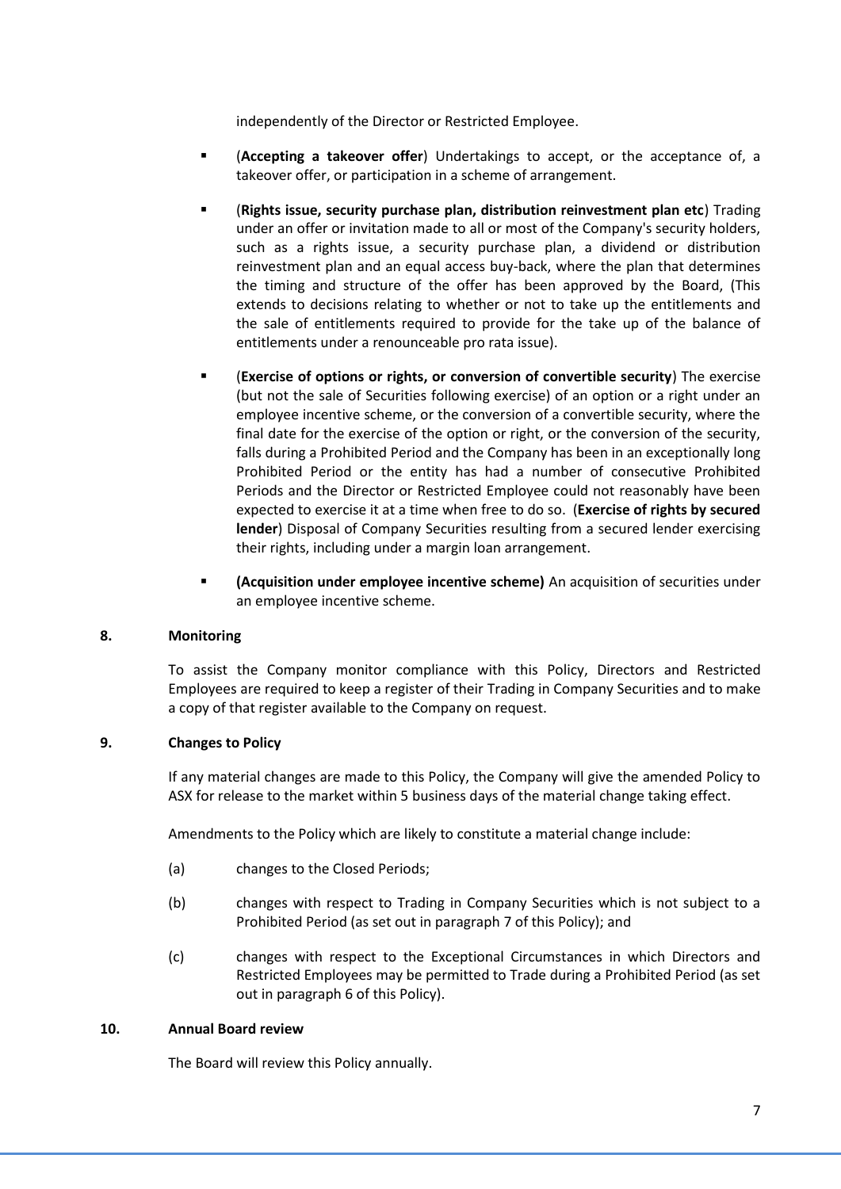independently of the Director or Restricted Employee.

- (**Accepting a takeover offer**) Undertakings to accept, or the acceptance of, a takeover offer, or participation in a scheme of arrangement.
- (**Rights issue, security purchase plan, distribution reinvestment plan etc**) Trading under an offer or invitation made to all or most of the Company's security holders, such as a rights issue, a security purchase plan, a dividend or distribution reinvestment plan and an equal access buy-back, where the plan that determines the timing and structure of the offer has been approved by the Board, (This extends to decisions relating to whether or not to take up the entitlements and the sale of entitlements required to provide for the take up of the balance of entitlements under a renounceable pro rata issue).
- (**Exercise of options or rights, or conversion of convertible security**) The exercise (but not the sale of Securities following exercise) of an option or a right under an employee incentive scheme, or the conversion of a convertible security, where the final date for the exercise of the option or right, or the conversion of the security, falls during a Prohibited Period and the Company has been in an exceptionally long Prohibited Period or the entity has had a number of consecutive Prohibited Periods and the Director or Restricted Employee could not reasonably have been expected to exercise it at a time when free to do so. (**Exercise of rights by secured lender**) Disposal of Company Securities resulting from a secured lender exercising their rights, including under a margin loan arrangement.
- **(Acquisition under employee incentive scheme)** An acquisition of securities under an employee incentive scheme.

## 8. Monitoring

To assist the Company monitor compliance with this Policy, Directors and Restricted Employees are required to keep a register of their Trading in Company Securities and to make a copy of that register available to the Company on request.

## 9. Changes to Policy

If any material changes are made to this Policy, the Company will give the amended Policy to ASX for release to the market within 5 business days of the material change taking effect.

Amendments to the Policy which are likely to constitute a material change include:

(a) changes to the Closed Periods;

(b) changes with respect to Trading in Company Securities which is not subject to a Prohibited Period (as set out in paragraph 7 of this Policy); and

(c) changes with respect to the Exceptional Circumstances in which Directors and Restricted Employees may be permitted to Trade during a Prohibited Period (as set out in paragraph 6 of this Policy).

## 10. Annual Board review

The Board will review this Policy annually.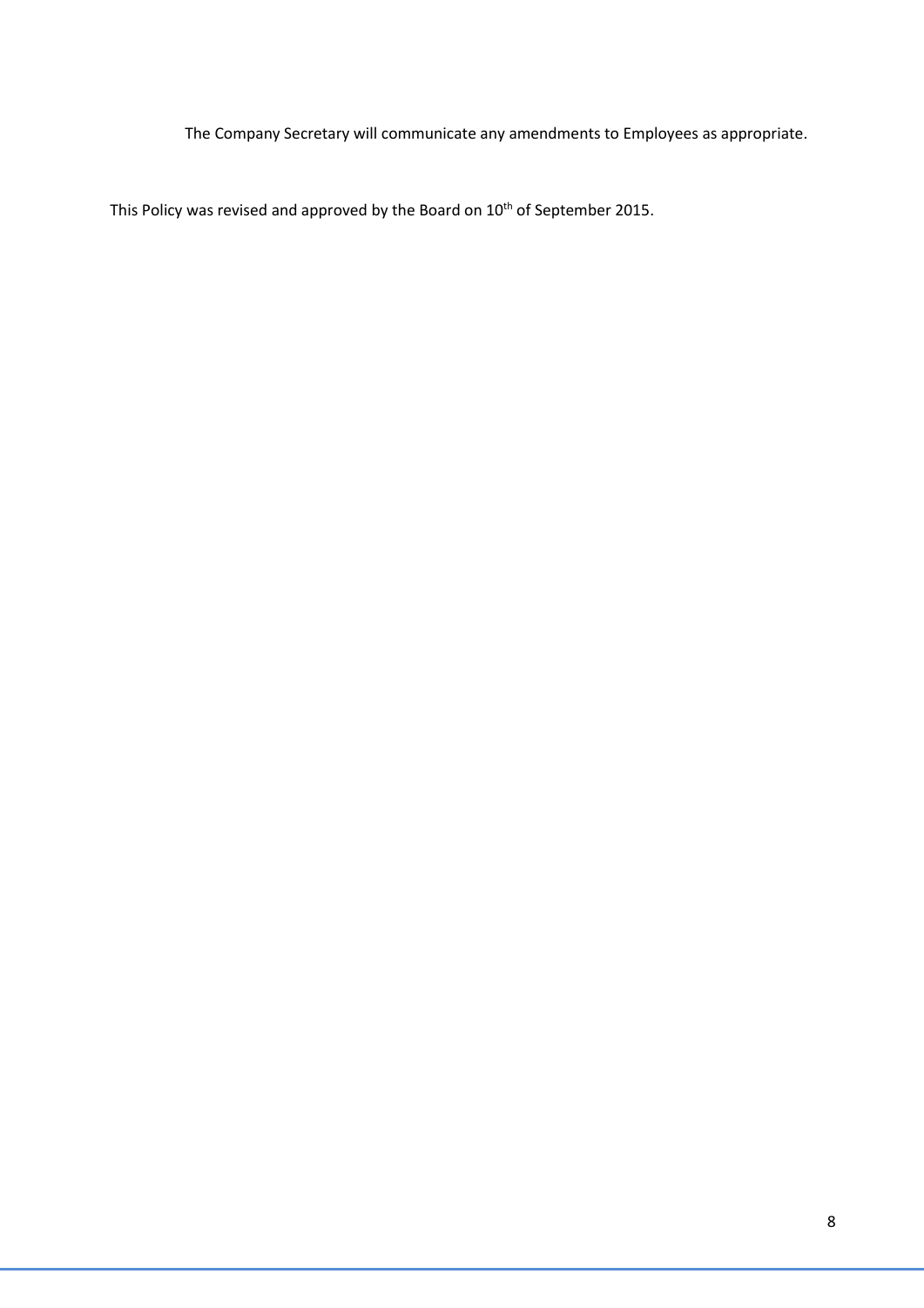The Company Secretary will communicate any amendments to Employees as appropriate.

This Policy was revised and approved by the Board on 10th of September 2015.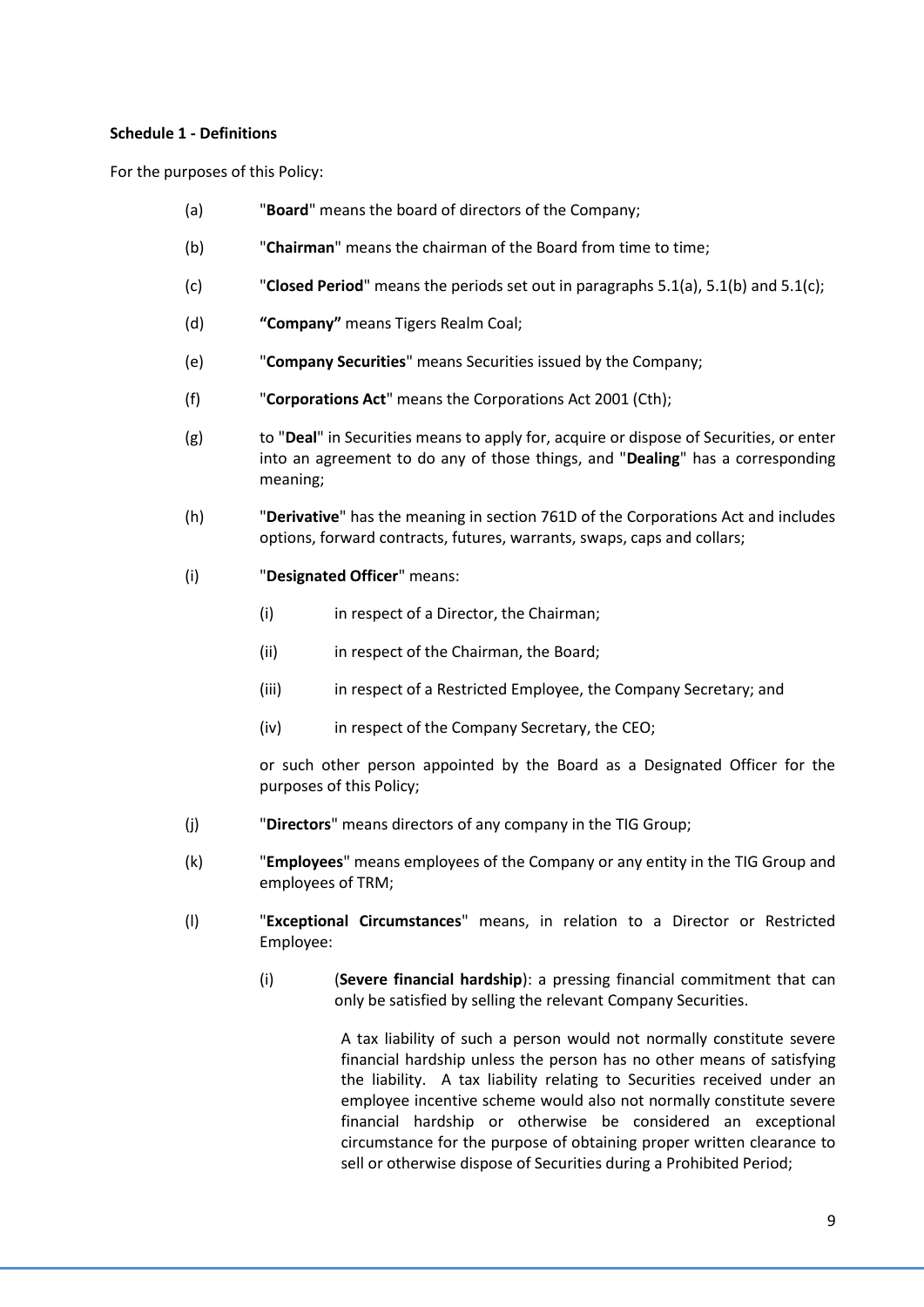**Schedule 1 - Definitions**

For the purposes of this Policy:

(a) "**Board**" means the board of directors of the Company;

(b) "**Chairman**" means the chairman of the Board from time to time;

(c) "**Closed Period**" means the periods set out in paragraphs 5.1(a), 5.1(b) and 5.1(c);

(d) **"Company"** means Tigers Realm Coal;

(e) "**Company Securities**" means Securities issued by the Company;

(f) "**Corporations Act**" means the Corporations Act 2001 (Cth);

(g) to "**Deal**" in Securities means to apply for, acquire or dispose of Securities, or enter into an agreement to do any of those things, and "**Dealing**" has a corresponding meaning;

(h) "**Derivative**" has the meaning in section 761D of the Corporations Act and includes options, forward contracts, futures, warrants, swaps, caps and collars;

(i) "**Designated Officer**" means:

- (i) in respect of a Director, the Chairman;
- (ii) in respect of the Chairman, the Board;
- (iii) in respect of a Restricted Employee, the Company Secretary; and
- (iv) in respect of the Company Secretary, the CEO;

or such other person appointed by the Board as a Designated Officer for the purposes of this Policy;

(j) "**Directors**" means directors of any company in the TIG Group;

(k) "**Employees**" means employees of the Company or any entity in the TIG Group and employees of TRM;

(l) "**Exceptional Circumstances**" means, in relation to a Director or Restricted Employee:

- (i) (**Severe financial hardship**): a pressing financial commitment that can only be satisfied by selling the relevant Company Securities.

  A tax liability of such a person would not normally constitute severe financial hardship unless the person has no other means of satisfying the liability. A tax liability relating to Securities received under an employee incentive scheme would also not normally constitute severe financial hardship or otherwise be considered an exceptional circumstance for the purpose of obtaining proper written clearance to sell or otherwise dispose of Securities during a Prohibited Period;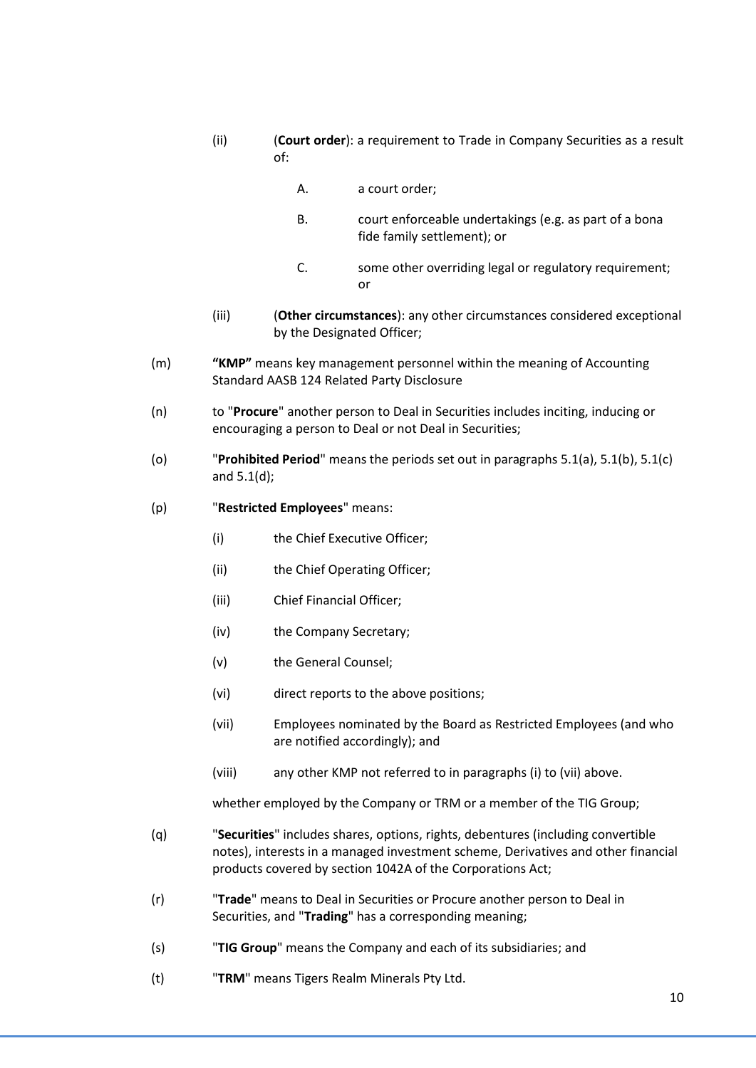(ii) (**Court order**): a requirement to Trade in Company Securities as a result of:

A. a court order;

B. court enforceable undertakings (e.g. as part of a bona fide family settlement); or

C. some other overriding legal or regulatory requirement; or

(iii) (**Other circumstances**): any other circumstances considered exceptional by the Designated Officer;

(m) **"KMP"** means key management personnel within the meaning of Accounting Standard AASB 124 Related Party Disclosure

(n) to "**Procure**" another person to Deal in Securities includes inciting, inducing or encouraging a person to Deal or not Deal in Securities;

(o) "**Prohibited Period**" means the periods set out in paragraphs 5.1(a), 5.1(b), 5.1(c) and 5.1(d);

(p) "**Restricted Employees**" means:

(i) the Chief Executive Officer;

(ii) the Chief Operating Officer;

(iii) Chief Financial Officer;

(iv) the Company Secretary;

(v) the General Counsel;

(vi) direct reports to the above positions;

(vii) Employees nominated by the Board as Restricted Employees (and who are notified accordingly); and

(viii) any other KMP not referred to in paragraphs (i) to (vii) above.

whether employed by the Company or TRM or a member of the TIG Group;

(q) "**Securities**" includes shares, options, rights, debentures (including convertible notes), interests in a managed investment scheme, Derivatives and other financial products covered by section 1042A of the Corporations Act;

(r) "**Trade**" means to Deal in Securities or Procure another person to Deal in Securities, and "**Trading**" has a corresponding meaning;

(s) "**TIG Group**" means the Company and each of its subsidiaries; and

(t) "**TRM**" means Tigers Realm Minerals Pty Ltd.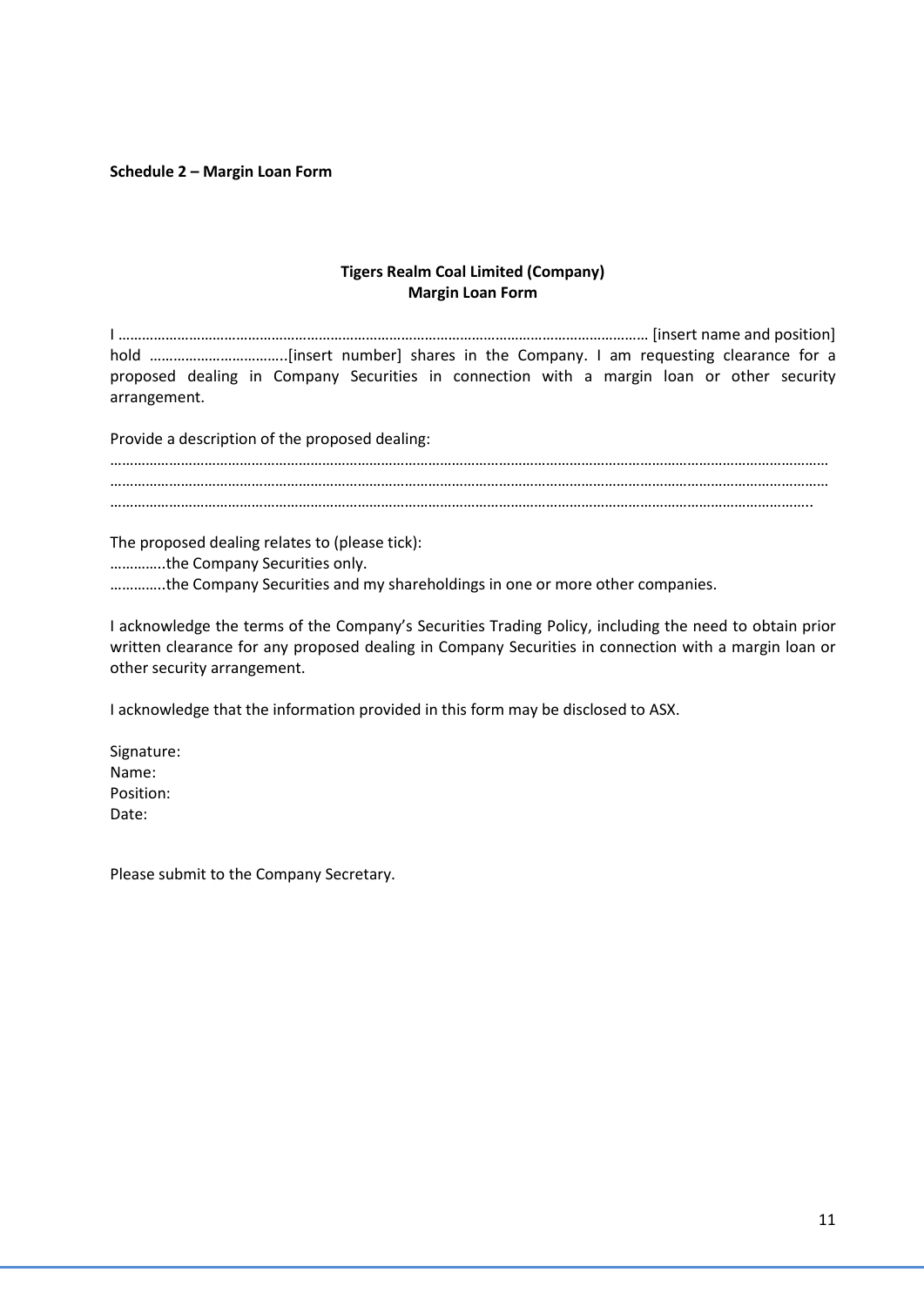**Schedule 2 – Margin Loan Form**

**Tigers Realm Coal Limited (Company)**
**Margin Loan Form**

I ……………………………………………………………………………………………………………………… [insert name and position] hold ……………………………..[insert number] shares in the Company. I am requesting clearance for a proposed dealing in Company Securities in connection with a margin loan or other security arrangement.

Provide a description of the proposed dealing:

……………………………………………………………………………………………………………………………………………………………………
……………………………………………………………………………………………………………………………………………………………………
…………………………………………………………………………………………………………………………………………………………………

The proposed dealing relates to (please tick):

…………..the Company Securities only.

…………..the Company Securities and my shareholdings in one or more other companies.

I acknowledge the terms of the Company's Securities Trading Policy, including the need to obtain prior written clearance for any proposed dealing in Company Securities in connection with a margin loan or other security arrangement.

I acknowledge that the information provided in this form may be disclosed to ASX.

Signature:
Name:
Position:
Date:

Please submit to the Company Secretary.